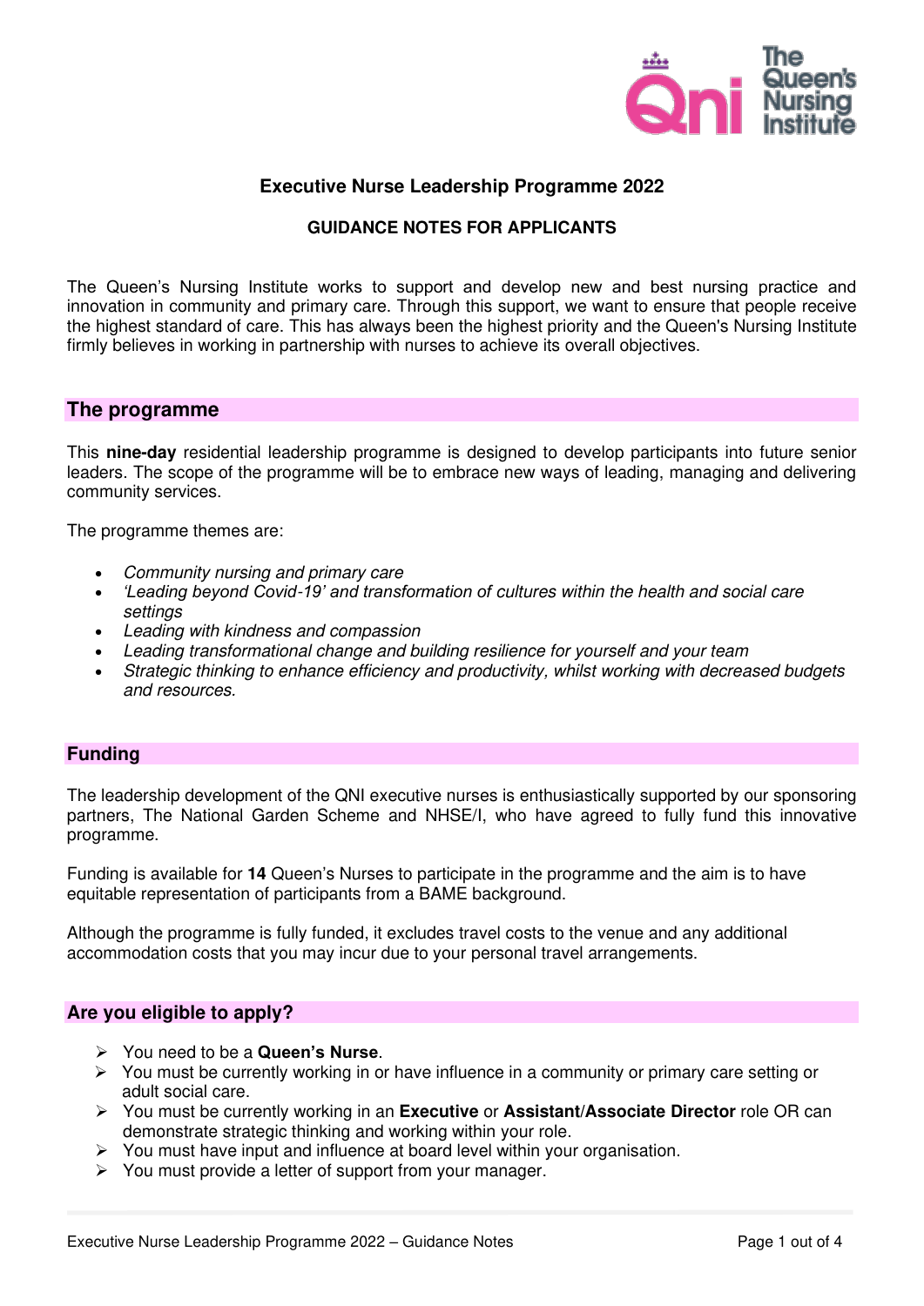# Executive Nurse Leadership Programme 2022

**GUIDANCE NOTES FOR APPLICANTS**

The Queen's Nursing Institute works to support and develop new and best nursing practice and innovation in community and primary care. Through this support, we want to ensure that people receive the highest standard of care. This has always been the highest priority and the Queen's Nursing Institute firmly believes in working in partnership with nurses to achieve its overall objectives.

## The programme

This **nine-day** residential leadership programme is designed to develop participants into future senior leaders. The scope of the programme will be to embrace new ways of leading, managing and delivering community services.

The programme themes are:

- *Community nursing and primary care*
- *'Leading beyond Covid-19' and transformation of cultures within the health and social care settings*
- *Leading with kindness and compassion*
- *Leading transformational change and building resilience for yourself and your team*
- *Strategic thinking to enhance efficiency and productivity, whilst working with decreased budgets and resources.*

## Funding

The leadership development of the QNI executive nurses is enthusiastically supported by our sponsoring partners, The National Garden Scheme and NHSE/I, who have agreed to fully fund this innovative programme.

Funding is available for **14** Queen's Nurses to participate in the programme and the aim is to have equitable representation of participants from a BAME background.

Although the programme is fully funded, it excludes travel costs to the venue and any additional accommodation costs that you may incur due to your personal travel arrangements.

## Are you eligible to apply?

- You need to be a **Queen's Nurse**.
- You must be currently working in or have influence in a community or primary care setting or adult social care.
- You must be currently working in an **Executive** or **Assistant**/**Associate Director** role OR can demonstrate strategic thinking and working within your role.
- You must have input and influence at board level within your organisation.
- You must provide a letter of support from your manager.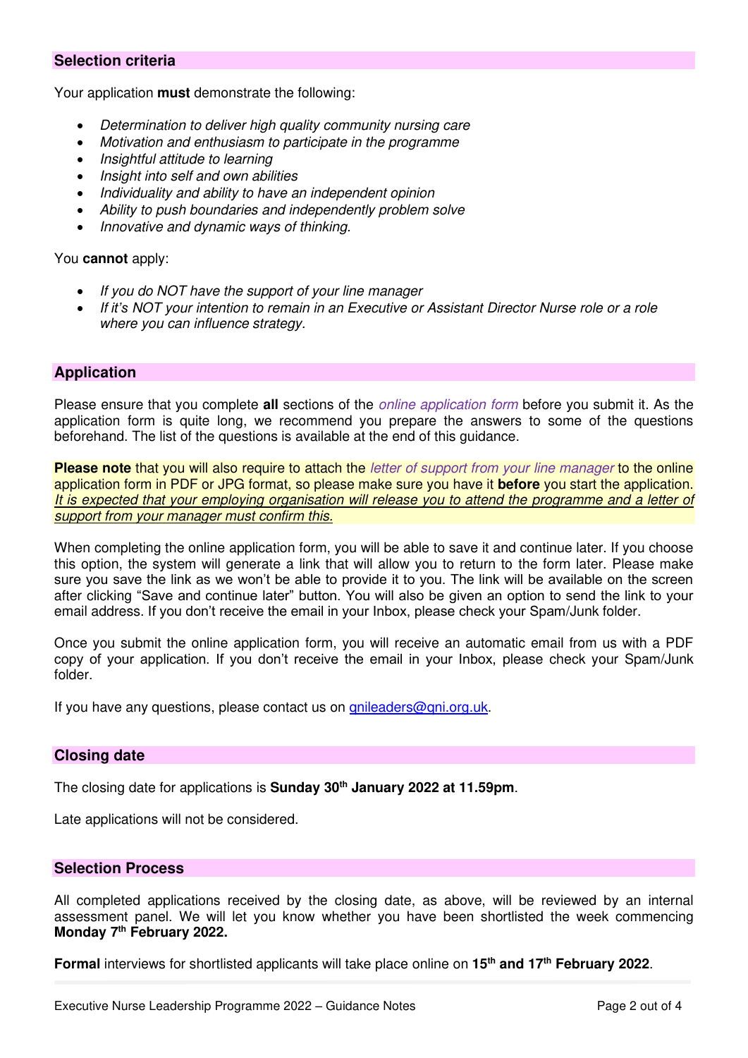## Selection criteria

Your application **must** demonstrate the following:

- *Determination to deliver high quality community nursing care*
- *Motivation and enthusiasm to participate in the programme*
- *Insightful attitude to learning*
- *Insight into self and own abilities*
- *Individuality and ability to have an independent opinion*
- *Ability to push boundaries and independently problem solve*
- *Innovative and dynamic ways of thinking.*

You **cannot** apply:

- *If you do NOT have the support of your line manager*
- *If it's NOT your intention to remain in an Executive or Assistant Director Nurse role or a role where you can influence strategy.*

## Application

Please ensure that you complete **all** sections of the *online application form* before you submit it. As the application form is quite long, we recommend you prepare the answers to some of the questions beforehand. The list of the questions is available at the end of this guidance.

**Please note** that you will also require to attach the *letter of support from your line manager* to the online application form in PDF or JPG format, so please make sure you have it **before** you start the application. *It is expected that your employing organisation will release you to attend the programme and a letter of support from your manager must confirm this.*

When completing the online application form, you will be able to save it and continue later. If you choose this option, the system will generate a link that will allow you to return to the form later. Please make sure you save the link as we won't be able to provide it to you. The link will be available on the screen after clicking "Save and continue later" button. You will also be given an option to send the link to your email address. If you don't receive the email in your Inbox, please check your Spam/Junk folder.

Once you submit the online application form, you will receive an automatic email from us with a PDF copy of your application. If you don't receive the email in your Inbox, please check your Spam/Junk folder.

If you have any questions, please contact us on qnileaders@qni.org.uk.

## Closing date

The closing date for applications is **Sunday 30th January 2022 at 11.59pm**.

Late applications will not be considered.

## Selection Process

All completed applications received by the closing date, as above, will be reviewed by an internal assessment panel. We will let you know whether you have been shortlisted the week commencing **Monday 7th February 2022.**

**Formal** interviews for shortlisted applicants will take place online on **15th and 17th February 2022**.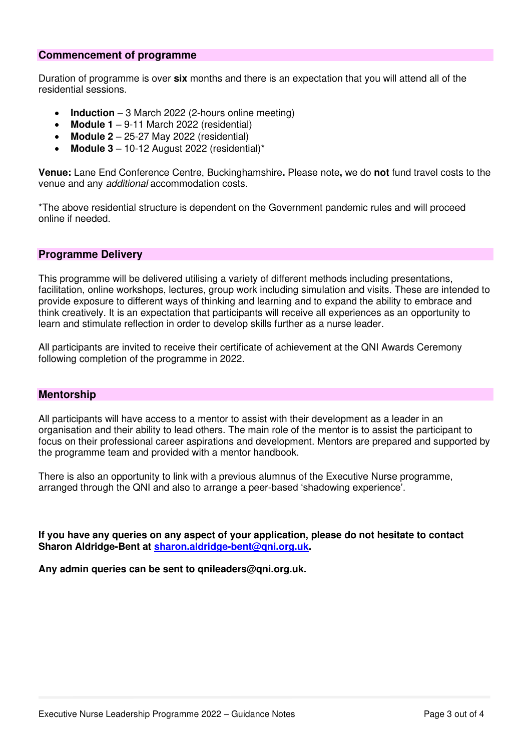## Commencement of programme

Duration of programme is over **six** months and there is an expectation that you will attend all of the residential sessions.

- **Induction** – 3 March 2022 (2-hours online meeting)
- **Module 1** – 9-11 March 2022 (residential)
- **Module 2** – 25-27 May 2022 (residential)
- **Module 3** – 10-12 August 2022 (residential)*

**Venue:** Lane End Conference Centre, Buckinghamshire**.** Please note**,** we do **not** fund travel costs to the venue and any *additional* accommodation costs.

*The above residential structure is dependent on the Government pandemic rules and will proceed online if needed.

## Programme Delivery

This programme will be delivered utilising a variety of different methods including presentations, facilitation, online workshops, lectures, group work including simulation and visits. These are intended to provide exposure to different ways of thinking and learning and to expand the ability to embrace and think creatively. It is an expectation that participants will receive all experiences as an opportunity to learn and stimulate reflection in order to develop skills further as a nurse leader.

All participants are invited to receive their certificate of achievement at the QNI Awards Ceremony following completion of the programme in 2022.

## Mentorship

All participants will have access to a mentor to assist with their development as a leader in an organisation and their ability to lead others. The main role of the mentor is to assist the participant to focus on their professional career aspirations and development. Mentors are prepared and supported by the programme team and provided with a mentor handbook.

There is also an opportunity to link with a previous alumnus of the Executive Nurse programme, arranged through the QNI and also to arrange a peer-based 'shadowing experience'.

**If you have any queries on any aspect of your application, please do not hesitate to contact Sharon Aldridge-Bent at sharon.aldridge-bent@qni.org.uk.**

**Any admin queries can be sent to qnileaders@qni.org.uk.**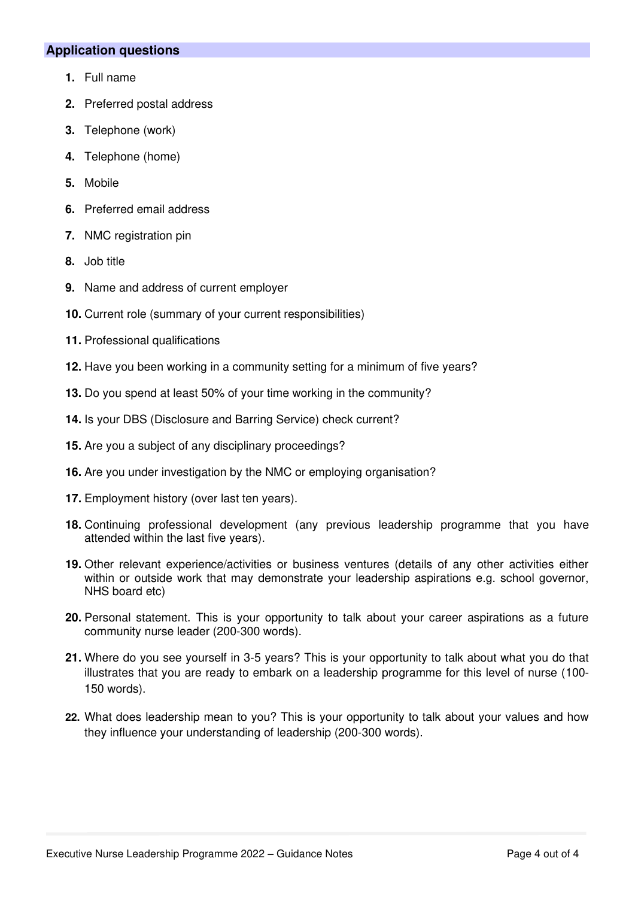## Application questions

1. Full name
2. Preferred postal address
3. Telephone (work)
4. Telephone (home)
5. Mobile
6. Preferred email address
7. NMC registration pin
8. Job title
9. Name and address of current employer
10. Current role (summary of your current responsibilities)
11. Professional qualifications
12. Have you been working in a community setting for a minimum of five years?
13. Do you spend at least 50% of your time working in the community?
14. Is your DBS (Disclosure and Barring Service) check current?
15. Are you a subject of any disciplinary proceedings?
16. Are you under investigation by the NMC or employing organisation?
17. Employment history (over last ten years).
18. Continuing professional development (any previous leadership programme that you have attended within the last five years).
19. Other relevant experience/activities or business ventures (details of any other activities either within or outside work that may demonstrate your leadership aspirations e.g. school governor, NHS board etc)
20. Personal statement. This is your opportunity to talk about your career aspirations as a future community nurse leader (200-300 words).
21. Where do you see yourself in 3-5 years? This is your opportunity to talk about what you do that illustrates that you are ready to embark on a leadership programme for this level of nurse (100-150 words).
22. What does leadership mean to you? This is your opportunity to talk about your values and how they influence your understanding of leadership (200-300 words).